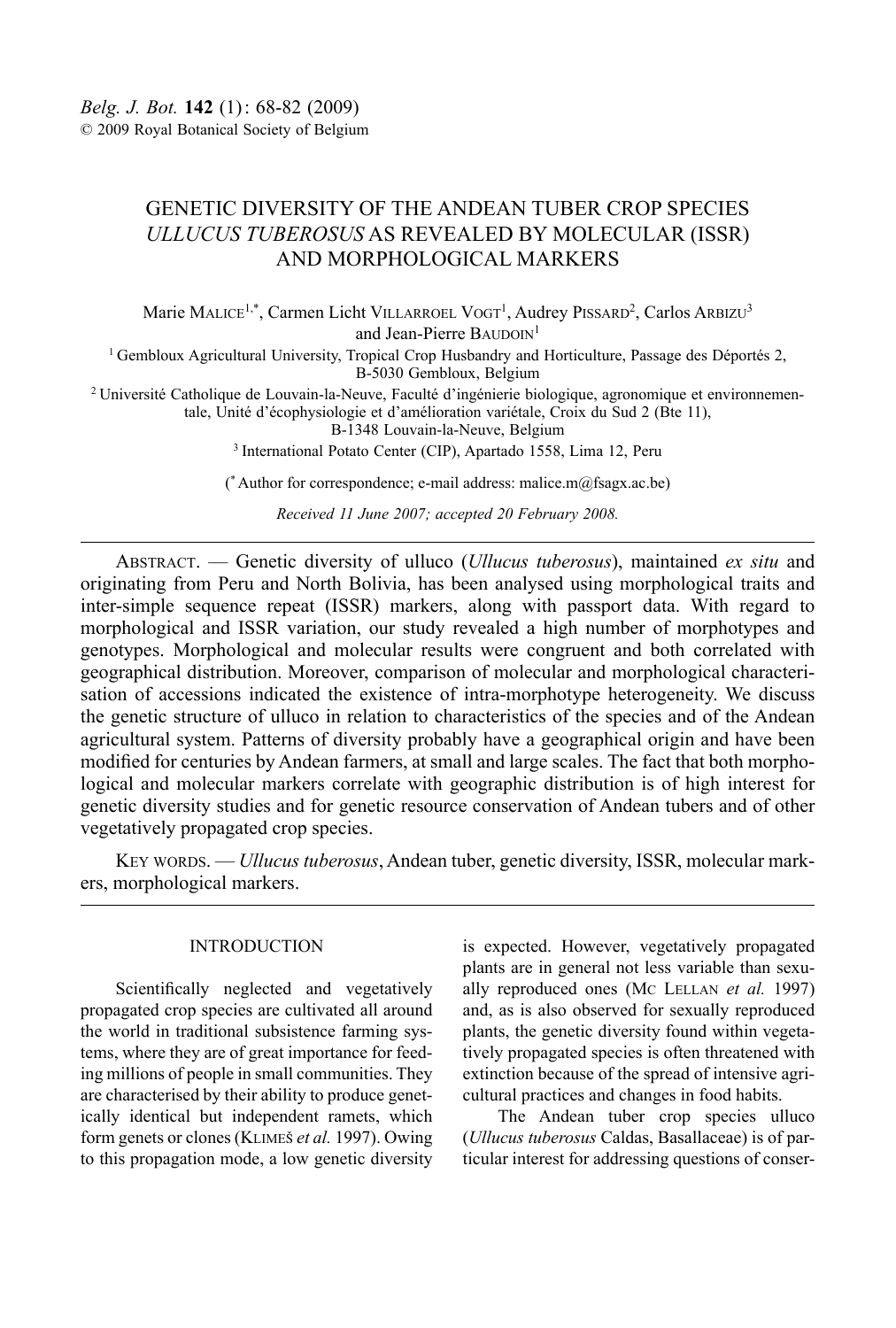# GENETIC DIVERSITY OF THE ANDEAN TUBER CROP SPECIES *ULLUCUS TUBEROSUS* AS REVEALED BY MOLECULAR (ISSR) AND MORPHOLOGICAL MARKERS

Marie Malice[1,*], Carmen Licht Villarroel Vogt[1], Audrey Pissard[2], Carlos Arbizu[3] and Jean-Pierre Baudoin[1]

[1] Gembloux Agricultural University, Tropical Crop Husbandry and Horticulture, Passage des Déportés 2, B-5030 Gembloux, Belgium

[2] Université Catholique de Louvain-la-Neuve, Faculté d'ingénierie biologique, agronomique et environnementale, Unité d'écophysiologie et d'amélioration variétale, Croix du Sud 2 (Bte 11), B-1348 Louvain-la-Neuve, Belgium

[3] International Potato Center (CIP), Apartado 1558, Lima 12, Peru

([*] Author for correspondence; e-mail address: malice.m@fsagx.ac.be)

*Received 11 June 2007; accepted 20 February 2008.*

---

Abstract. — Genetic diversity of ulluco (*Ullucus tuberosus*), maintained *ex situ* and originating from Peru and North Bolivia, has been analysed using morphological traits and inter-simple sequence repeat (ISSR) markers, along with passport data. With regard to morphological and ISSR variation, our study revealed a high number of morphotypes and genotypes. Morphological and molecular results were congruent and both correlated with geographical distribution. Moreover, comparison of molecular and morphological characterisation of accessions indicated the existence of intra-morphotype heterogeneity. We discuss the genetic structure of ulluco in relation to characteristics of the species and of the Andean agricultural system. Patterns of diversity probably have a geographical origin and have been modified for centuries by Andean farmers, at small and large scales. The fact that both morphological and molecular markers correlate with geographic distribution is of high interest for genetic diversity studies and for genetic resource conservation of Andean tubers and of other vegetatively propagated crop species.

Key words. — *Ullucus tuberosus*, Andean tuber, genetic diversity, ISSR, molecular markers, morphological markers.

---

## INTRODUCTION

Scientifically neglected and vegetatively propagated crop species are cultivated all around the world in traditional subsistence farming systems, where they are of great importance for feeding millions of people in small communities. They are characterised by their ability to produce genetically identical but independent ramets, which form genets or clones (Klimeš *et al.* 1997). Owing to this propagation mode, a low genetic diversity is expected. However, vegetatively propagated plants are in general not less variable than sexually reproduced ones (Mc Lellan *et al.* 1997) and, as is also observed for sexually reproduced plants, the genetic diversity found within vegetatively propagated species is often threatened with extinction because of the spread of intensive agricultural practices and changes in food habits.

The Andean tuber crop species ulluco (*Ullucus tuberosus* Caldas, Basallaceae) is of particular interest for addressing questions of conser-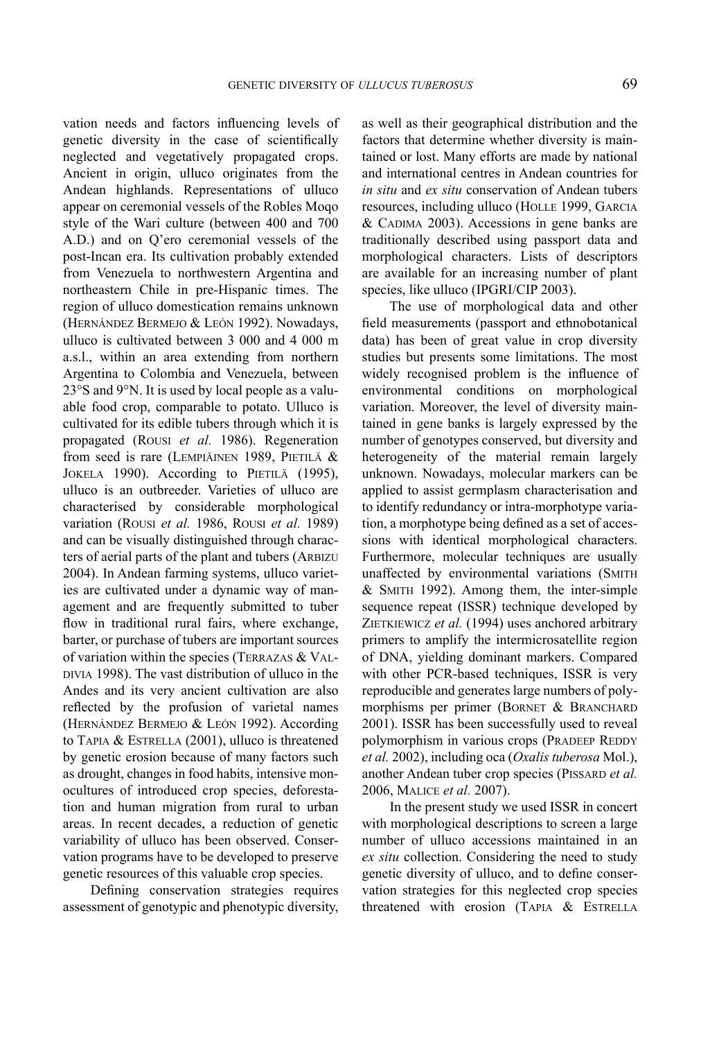vation needs and factors influencing levels of genetic diversity in the case of scientifically neglected and vegetatively propagated crops. Ancient in origin, ulluco originates from the Andean highlands. Representations of ulluco appear on ceremonial vessels of the Robles Moqo style of the Wari culture (between 400 and 700 A.D.) and on Q'ero ceremonial vessels of the post-Incan era. Its cultivation probably extended from Venezuela to northwestern Argentina and northeastern Chile in pre-Hispanic times. The region of ulluco domestication remains unknown (Hernández Bermejo & León 1992). Nowadays, ulluco is cultivated between 3 000 and 4 000 m a.s.l., within an area extending from northern Argentina to Colombia and Venezuela, between 23°S and 9°N. It is used by local people as a valuable food crop, comparable to potato. Ulluco is cultivated for its edible tubers through which it is propagated (Rousi *et al.* 1986). Regeneration from seed is rare (Lempiäinen 1989, Pietilä & Jokela 1990). According to Pietilä (1995), ulluco is an outbreeder. Varieties of ulluco are characterised by considerable morphological variation (Rousi *et al.* 1986, Rousi *et al.* 1989) and can be visually distinguished through characters of aerial parts of the plant and tubers (Arbizu 2004). In Andean farming systems, ulluco varieties are cultivated under a dynamic way of management and are frequently submitted to tuber flow in traditional rural fairs, where exchange, barter, or purchase of tubers are important sources of variation within the species (Terrazas & Valdivia 1998). The vast distribution of ulluco in the Andes and its very ancient cultivation are also reflected by the profusion of varietal names (Hernández Bermejo & León 1992). According to Tapia & Estrella (2001), ulluco is threatened by genetic erosion because of many factors such as drought, changes in food habits, intensive monocultures of introduced crop species, deforestation and human migration from rural to urban areas. In recent decades, a reduction of genetic variability of ulluco has been observed. Conservation programs have to be developed to preserve genetic resources of this valuable crop species.

Defining conservation strategies requires assessment of genotypic and phenotypic diversity, as well as their geographical distribution and the factors that determine whether diversity is maintained or lost. Many efforts are made by national and international centres in Andean countries for *in situ* and *ex situ* conservation of Andean tubers resources, including ulluco (Holle 1999, Garcia & Cadima 2003). Accessions in gene banks are traditionally described using passport data and morphological characters. Lists of descriptors are available for an increasing number of plant species, like ulluco (IPGRI/CIP 2003).

The use of morphological data and other field measurements (passport and ethnobotanical data) has been of great value in crop diversity studies but presents some limitations. The most widely recognised problem is the influence of environmental conditions on morphological variation. Moreover, the level of diversity maintained in gene banks is largely expressed by the number of genotypes conserved, but diversity and heterogeneity of the material remain largely unknown. Nowadays, molecular markers can be applied to assist germplasm characterisation and to identify redundancy or intra-morphotype variation, a morphotype being defined as a set of accessions with identical morphological characters. Furthermore, molecular techniques are usually unaffected by environmental variations (Smith & Smith 1992). Among them, the inter-simple sequence repeat (ISSR) technique developed by Zietkiewicz *et al.* (1994) uses anchored arbitrary primers to amplify the intermicrosatellite region of DNA, yielding dominant markers. Compared with other PCR-based techniques, ISSR is very reproducible and generates large numbers of polymorphisms per primer (Bornet & Branchard 2001). ISSR has been successfully used to reveal polymorphism in various crops (Pradeep Reddy *et al.* 2002), including oca (*Oxalis tuberosa* Mol.), another Andean tuber crop species (Pissard *et al.* 2006, Malice *et al.* 2007).

In the present study we used ISSR in concert with morphological descriptions to screen a large number of ulluco accessions maintained in an *ex situ* collection. Considering the need to study genetic diversity of ulluco, and to define conservation strategies for this neglected crop species threatened with erosion (Tapia & Estrella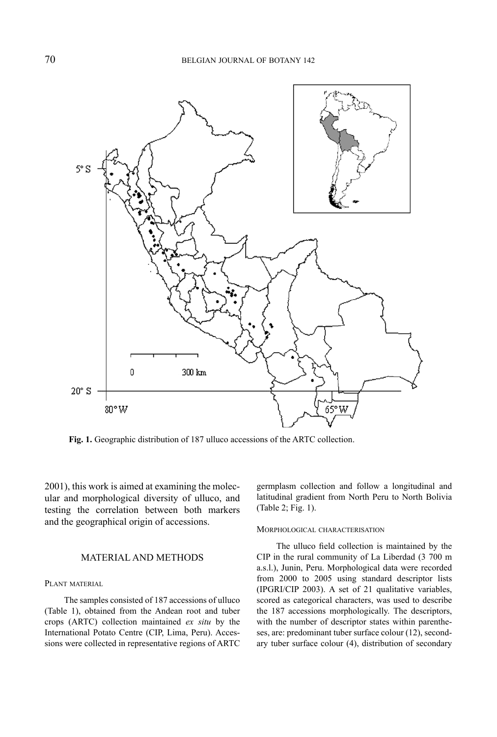Fig. 1. Geographic distribution of 187 ulluco accessions of the ARTC collection.

2001), this work is aimed at examining the molecular and morphological diversity of ulluco, and testing the correlation between both markers and the geographical origin of accessions.

## MATERIAL AND METHODS

### Plant material

The samples consisted of 187 accessions of ulluco (Table 1), obtained from the Andean root and tuber crops (ARTC) collection maintained *ex situ* by the International Potato Centre (CIP, Lima, Peru). Accessions were collected in representative regions of ARTC germplasm collection and follow a longitudinal and latitudinal gradient from North Peru to North Bolivia (Table 2; Fig. 1).

### Morphological characterisation

The ulluco field collection is maintained by the CIP in the rural community of La Liberdad (3 700 m a.s.l.), Junin, Peru. Morphological data were recorded from 2000 to 2005 using standard descriptor lists (IPGRI/CIP 2003). A set of 21 qualitative variables, scored as categorical characters, was used to describe the 187 accessions morphologically. The descriptors, with the number of descriptor states within parentheses, are: predominant tuber surface colour (12), secondary tuber surface colour (4), distribution of secondary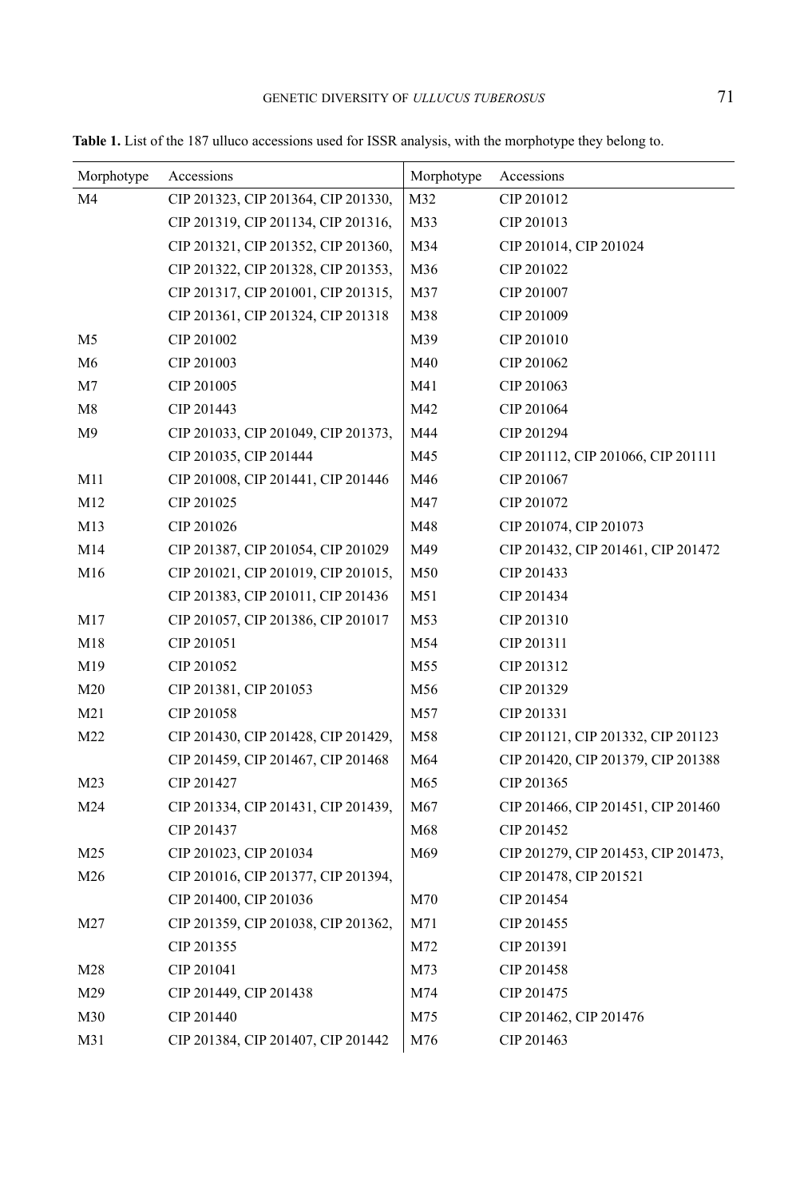**Table 1.** List of the 187 ulluco accessions used for ISSR analysis, with the morphotype they belong to.

| Morphotype | Accessions | Morphotype | Accessions |
|---|---|---|---|
| M4 | CIP 201323, CIP 201364, CIP 201330, CIP 201319, CIP 201134, CIP 201316, CIP 201321, CIP 201352, CIP 201360, CIP 201322, CIP 201328, CIP 201353, CIP 201317, CIP 201001, CIP 201315, CIP 201361, CIP 201324, CIP 201318 | M32 | CIP 201012 |
| | | M33 | CIP 201013 |
| | | M34 | CIP 201014, CIP 201024 |
| | | M36 | CIP 201022 |
| | | M37 | CIP 201007 |
| | | M38 | CIP 201009 |
| M5 | CIP 201002 | M39 | CIP 201010 |
| M6 | CIP 201003 | M40 | CIP 201062 |
| M7 | CIP 201005 | M41 | CIP 201063 |
| M8 | CIP 201443 | M42 | CIP 201064 |
| M9 | CIP 201033, CIP 201049, CIP 201373, CIP 201035, CIP 201444 | M44 | CIP 201294 |
| | | M45 | CIP 201112, CIP 201066, CIP 201111 |
| M11 | CIP 201008, CIP 201441, CIP 201446 | M46 | CIP 201067 |
| M12 | CIP 201025 | M47 | CIP 201072 |
| M13 | CIP 201026 | M48 | CIP 201074, CIP 201073 |
| M14 | CIP 201387, CIP 201054, CIP 201029 | M49 | CIP 201432, CIP 201461, CIP 201472 |
| M16 | CIP 201021, CIP 201019, CIP 201015, CIP 201383, CIP 201011, CIP 201436 | M50 | CIP 201433 |
| | | M51 | CIP 201434 |
| M17 | CIP 201057, CIP 201386, CIP 201017 | M53 | CIP 201310 |
| M18 | CIP 201051 | M54 | CIP 201311 |
| M19 | CIP 201052 | M55 | CIP 201312 |
| M20 | CIP 201381, CIP 201053 | M56 | CIP 201329 |
| M21 | CIP 201058 | M57 | CIP 201331 |
| M22 | CIP 201430, CIP 201428, CIP 201429, CIP 201459, CIP 201467, CIP 201468 | M58 | CIP 201121, CIP 201332, CIP 201123 |
| | | M64 | CIP 201420, CIP 201379, CIP 201388 |
| M23 | CIP 201427 | M65 | CIP 201365 |
| M24 | CIP 201334, CIP 201431, CIP 201439, CIP 201437 | M67 | CIP 201466, CIP 201451, CIP 201460 |
| | | M68 | CIP 201452 |
| M25 | CIP 201023, CIP 201034 | M69 | CIP 201279, CIP 201453, CIP 201473, CIP 201478, CIP 201521 |
| M26 | CIP 201016, CIP 201377, CIP 201394, CIP 201400, CIP 201036 | | |
| | | M70 | CIP 201454 |
| M27 | CIP 201359, CIP 201038, CIP 201362, CIP 201355 | M71 | CIP 201455 |
| | | M72 | CIP 201391 |
| M28 | CIP 201041 | M73 | CIP 201458 |
| M29 | CIP 201449, CIP 201438 | M74 | CIP 201475 |
| M30 | CIP 201440 | M75 | CIP 201462, CIP 201476 |
| M31 | CIP 201384, CIP 201407, CIP 201442 | M76 | CIP 201463 |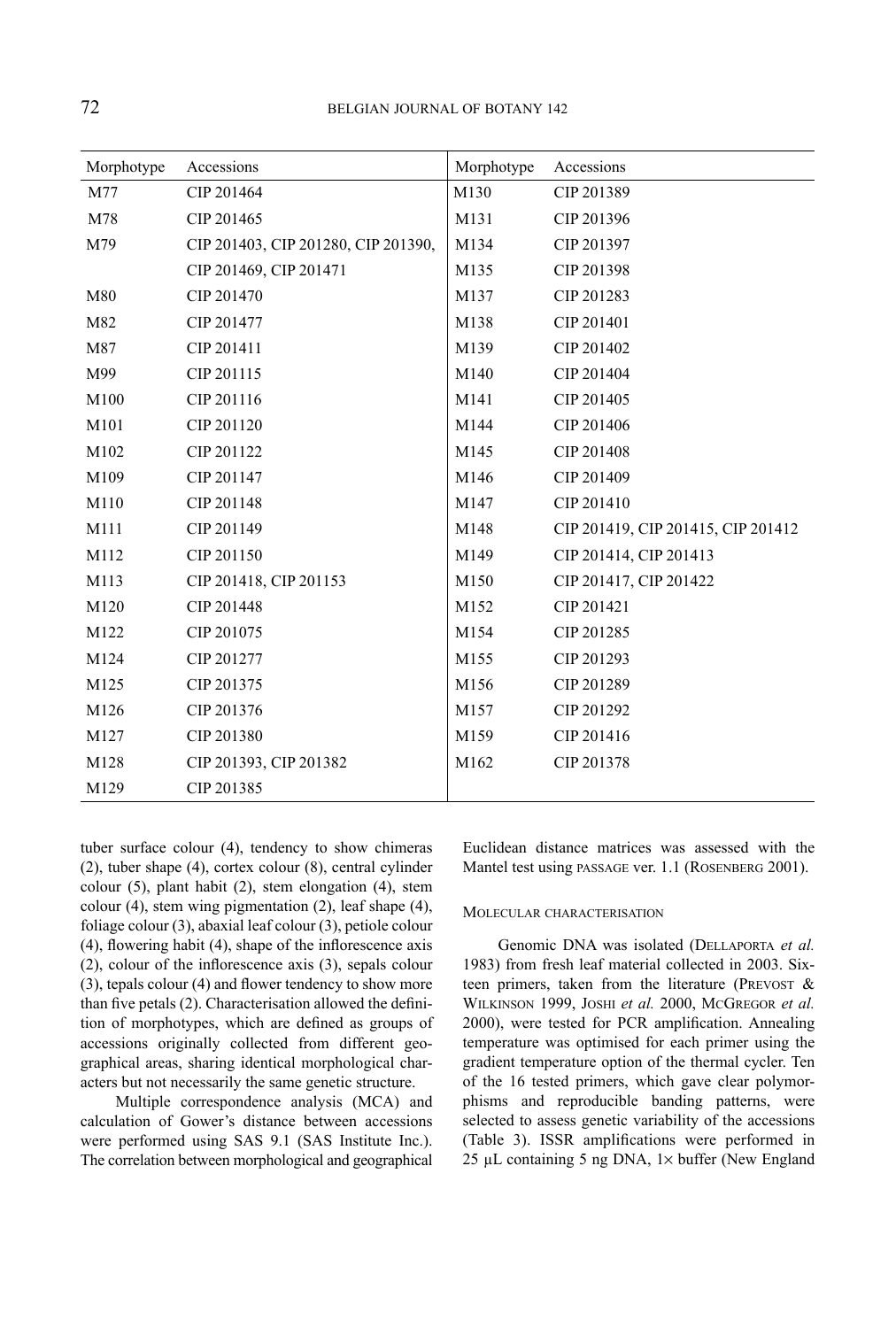| Morphotype | Accessions | Morphotype | Accessions |
|---|---|---|---|
| M77 | CIP 201464 | M130 | CIP 201389 |
| M78 | CIP 201465 | M131 | CIP 201396 |
| M79 | CIP 201403, CIP 201280, CIP 201390, CIP 201469, CIP 201471 | M134 | CIP 201397 |
| | | M135 | CIP 201398 |
| M80 | CIP 201470 | M137 | CIP 201283 |
| M82 | CIP 201477 | M138 | CIP 201401 |
| M87 | CIP 201411 | M139 | CIP 201402 |
| M99 | CIP 201115 | M140 | CIP 201404 |
| M100 | CIP 201116 | M141 | CIP 201405 |
| M101 | CIP 201120 | M144 | CIP 201406 |
| M102 | CIP 201122 | M145 | CIP 201408 |
| M109 | CIP 201147 | M146 | CIP 201409 |
| M110 | CIP 201148 | M147 | CIP 201410 |
| M111 | CIP 201149 | M148 | CIP 201419, CIP 201415, CIP 201412 |
| M112 | CIP 201150 | M149 | CIP 201414, CIP 201413 |
| M113 | CIP 201418, CIP 201153 | M150 | CIP 201417, CIP 201422 |
| M120 | CIP 201448 | M152 | CIP 201421 |
| M122 | CIP 201075 | M154 | CIP 201285 |
| M124 | CIP 201277 | M155 | CIP 201293 |
| M125 | CIP 201375 | M156 | CIP 201289 |
| M126 | CIP 201376 | M157 | CIP 201292 |
| M127 | CIP 201380 | M159 | CIP 201416 |
| M128 | CIP 201393, CIP 201382 | M162 | CIP 201378 |
| M129 | CIP 201385 | | |

tuber surface colour (4), tendency to show chimeras (2), tuber shape (4), cortex colour (8), central cylinder colour (5), plant habit (2), stem elongation (4), stem colour (4), stem wing pigmentation (2), leaf shape (4), foliage colour (3), abaxial leaf colour (3), petiole colour (4), flowering habit (4), shape of the inflorescence axis (2), colour of the inflorescence axis (3), sepals colour (3), tepals colour (4) and flower tendency to show more than five petals (2). Characterisation allowed the definition of morphotypes, which are defined as groups of accessions originally collected from different geographical areas, sharing identical morphological characters but not necessarily the same genetic structure.

Multiple correspondence analysis (MCA) and calculation of Gower's distance between accessions were performed using SAS 9.1 (SAS Institute Inc.). The correlation between morphological and geographical Euclidean distance matrices was assessed with the Mantel test using PASSAGE ver. 1.1 (Rosenberg 2001).

### Molecular characterisation

Genomic DNA was isolated (Dellaporta *et al.* 1983) from fresh leaf material collected in 2003. Sixteen primers, taken from the literature (Prevost & Wilkinson 1999, Joshi *et al.* 2000, McGregor *et al.* 2000), were tested for PCR amplification. Annealing temperature was optimised for each primer using the gradient temperature option of the thermal cycler. Ten of the 16 tested primers, which gave clear polymorphisms and reproducible banding patterns, were selected to assess genetic variability of the accessions (Table 3). ISSR amplifications were performed in 25 µL containing 5 ng DNA, 1× buffer (New England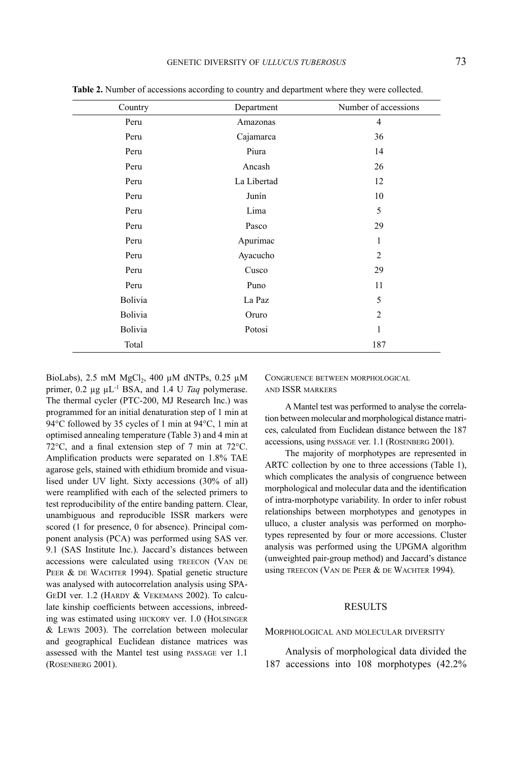**Table 2.** Number of accessions according to country and department where they were collected.

| Country | Department | Number of accessions |
|---|---|---|
| Peru | Amazonas | 4 |
| Peru | Cajamarca | 36 |
| Peru | Piura | 14 |
| Peru | Ancash | 26 |
| Peru | La Libertad | 12 |
| Peru | Junín | 10 |
| Peru | Lima | 5 |
| Peru | Pasco | 29 |
| Peru | Apurimac | 1 |
| Peru | Ayacucho | 2 |
| Peru | Cusco | 29 |
| Peru | Puno | 11 |
| Bolivia | La Paz | 5 |
| Bolivia | Oruro | 2 |
| Bolivia | Potosi | 1 |
| Total | | 187 |

BioLabs), 2.5 mM $MgCl_2$, 400 µM dNTPs, 0.25 µM primer, 0.2 µg $\mu L^{-1}$ BSA, and 1.4 U *Taq* polymerase. The thermal cycler (PTC-200, MJ Research Inc.) was programmed for an initial denaturation step of 1 min at 94°C followed by 35 cycles of 1 min at 94°C, 1 min at optimised annealing temperature (Table 3) and 4 min at 72°C, and a final extension step of 7 min at 72°C. Amplification products were separated on 1.8% TAE agarose gels, stained with ethidium bromide and visualised under UV light. Sixty accessions (30% of all) were reamplified with each of the selected primers to test reproducibility of the entire banding pattern. Clear, unambiguous and reproducible ISSR markers were scored (1 for presence, 0 for absence). Principal component analysis (PCA) was performed using SAS ver. 9.1 (SAS Institute Inc.). Jaccard's distances between accessions were calculated using TREECON (Van de Peer & de Wachter 1994). Spatial genetic structure was analysed with autocorrelation analysis using SPAGeDI ver. 1.2 (Hardy & Vekemans 2002). To calculate kinship coefficients between accessions, inbreeding was estimated using HICKORY ver. 1.0 (Holsinger & Lewis 2003). The correlation between molecular and geographical Euclidean distance matrices was assessed with the Mantel test using PASSAGE ver 1.1 (Rosenberg 2001).

### Congruence between morphological and ISSR markers

A Mantel test was performed to analyse the correlation between molecular and morphological distance matrices, calculated from Euclidean distance between the 187 accessions, using PASSAGE ver. 1.1 (Rosenberg 2001).

The majority of morphotypes are represented in ARTC collection by one to three accessions (Table 1), which complicates the analysis of congruence between morphological and molecular data and the identification of intra-morphotype variability. In order to infer robust relationships between morphotypes and genotypes in ulluco, a cluster analysis was performed on morphotypes represented by four or more accessions. Cluster analysis was performed using the UPGMA algorithm (unweighted pair-group method) and Jaccard's distance using TREECON (Van de Peer & de Wachter 1994).

## RESULTS

### Morphological and molecular diversity

Analysis of morphological data divided the 187 accessions into 108 morphotypes (42.2%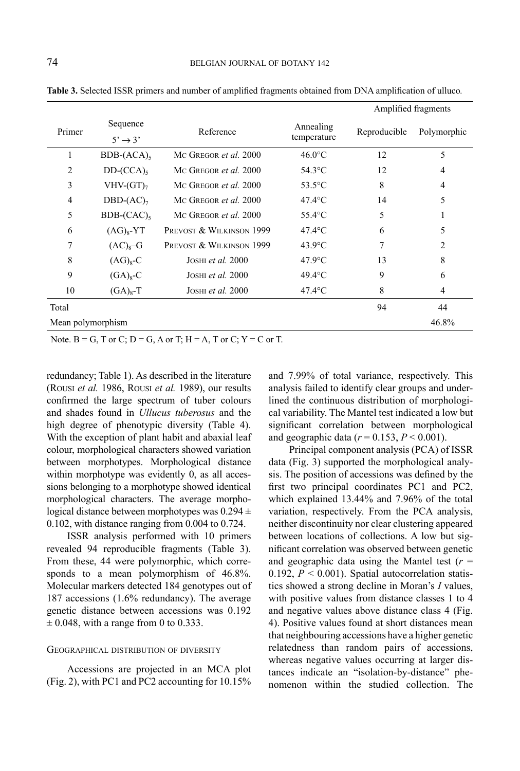**Table 3.** Selected ISSR primers and number of amplified fragments obtained from DNA amplification of ulluco.

| Primer | Sequence 5' → 3' | Reference | Annealing temperature | Amplified fragments | |
|---|---|---|---|---|---|
| | | | | Reproducible | Polymorphic |
| 1 | BDB-$(ACA)_5$ | Mc Gregor *et al.* 2000 | 46.0°C | 12 | 5 |
| 2 | DD-$(CCA)_5$ | Mc Gregor *et al.* 2000 | 54.3°C | 12 | 4 |
| 3 | VHV-$(GT)_7$ | Mc Gregor *et al.* 2000 | 53.5°C | 8 | 4 |
| 4 | DBD-$(AC)_7$ | Mc Gregor *et al.* 2000 | 47.4°C | 14 | 5 |
| 5 | BDB-$(CAC)_5$ | Mc Gregor *et al.* 2000 | 55.4°C | 5 | 1 |
| 6 | $(AG)_8$-YT | Prevost & Wilkinson 1999 | 47.4°C | 6 | 5 |
| 7 | $(AC)_8$–G | Prevost & Wilkinson 1999 | 43.9°C | 7 | 2 |
| 8 | $(AG)_8$-C | Joshi *et al.* 2000 | 47.9°C | 13 | 8 |
| 9 | $(GA)_8$-C | Joshi *et al.* 2000 | 49.4°C | 9 | 6 |
| 10 | $(GA)_8$-T | Joshi *et al.* 2000 | 47.4°C | 8 | 4 |
| Total | | | | 94 | 44 |
| Mean polymorphism | | | | | 46.8% |

Note. B = G, T or C; D = G, A or T; H = A, T or C; Y = C or T.

redundancy; Table 1). As described in the literature (Rousi *et al.* 1986, Rousi *et al.* 1989), our results confirmed the large spectrum of tuber colours and shades found in *Ullucus tuberosus* and the high degree of phenotypic diversity (Table 4). With the exception of plant habit and abaxial leaf colour, morphological characters showed variation between morphotypes. Morphological distance within morphotype was evidently 0, as all accessions belonging to a morphotype showed identical morphological characters. The average morphological distance between morphotypes was 0.294 ± 0.102, with distance ranging from 0.004 to 0.724.

ISSR analysis performed with 10 primers revealed 94 reproducible fragments (Table 3). From these, 44 were polymorphic, which corresponds to a mean polymorphism of 46.8%. Molecular markers detected 184 genotypes out of 187 accessions (1.6% redundancy). The average genetic distance between accessions was 0.192 ± 0.048, with a range from 0 to 0.333.

### Geographical distribution of diversity

Accessions are projected in an MCA plot (Fig. 2), with PC1 and PC2 accounting for 10.15% and 7.99% of total variance, respectively. This analysis failed to identify clear groups and underlined the continuous distribution of morphological variability. The Mantel test indicated a low but significant correlation between morphological and geographic data ($r = 0.153$, $P < 0.001$).

Principal component analysis (PCA) of ISSR data (Fig. 3) supported the morphological analysis. The position of accessions was defined by the first two principal coordinates PC1 and PC2, which explained 13.44% and 7.96% of the total variation, respectively. From the PCA analysis, neither discontinuity nor clear clustering appeared between locations of collections. A low but significant correlation was observed between genetic and geographic data using the Mantel test ($r = 0.192$, $P < 0.001$). Spatial autocorrelation statistics showed a strong decline in Moran's $I$ values, with positive values from distance classes 1 to 4 and negative values above distance class 4 (Fig. 4). Positive values found at short distances mean that neighbouring accessions have a higher genetic relatedness than random pairs of accessions, whereas negative values occurring at larger distances indicate an "isolation-by-distance" phenomenon within the studied collection. The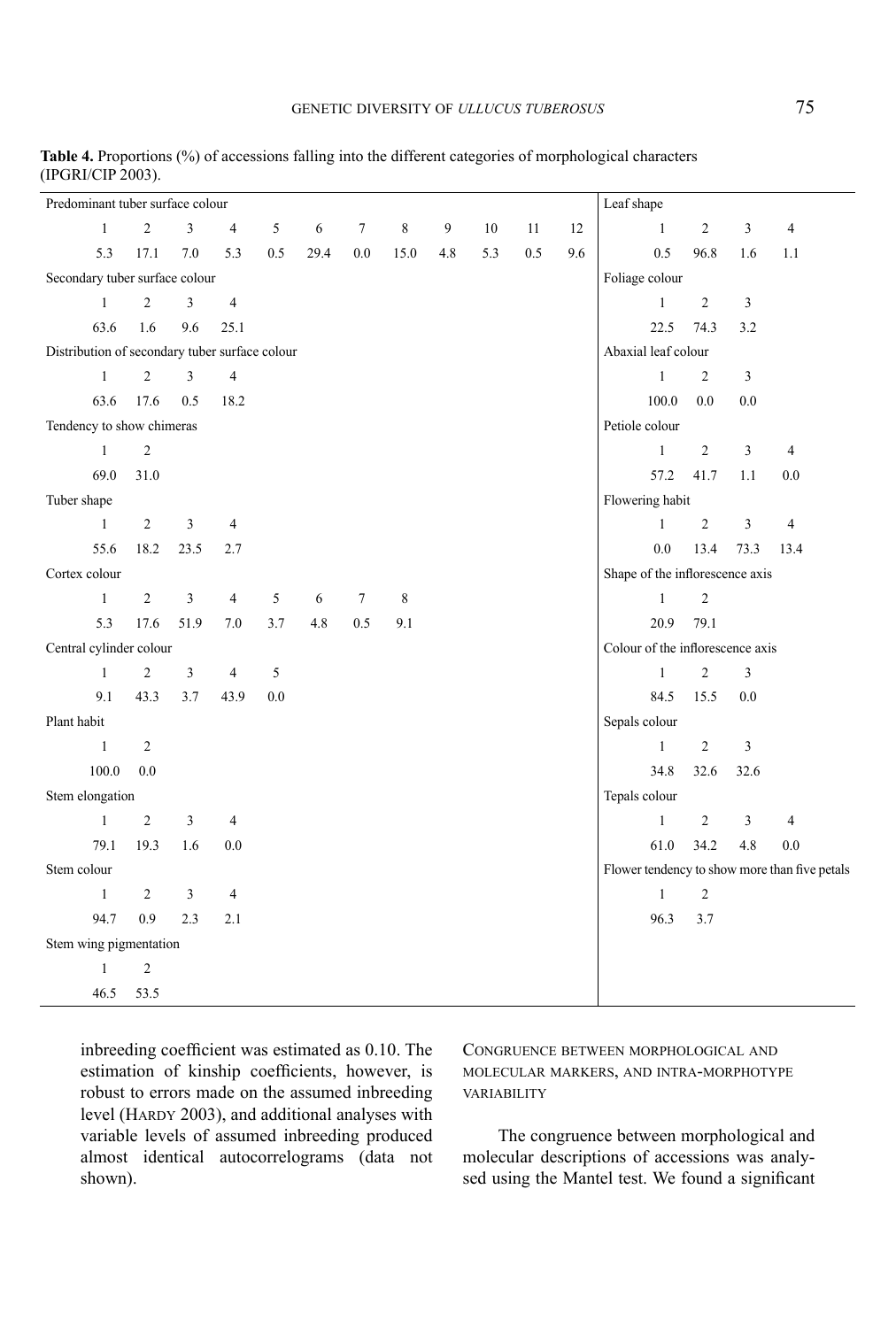**Table 4.** Proportions (%) of accessions falling into the different categories of morphological characters (IPGRI/CIP 2003).

| Predominant tuber surface colour | | | | | | | | | | | | Leaf shape | | | |
|---|---|---|---|---|---|---|---|---|---|---|---|---|---|---|---|
| 1 | 2 | 3 | 4 | 5 | 6 | 7 | 8 | 9 | 10 | 11 | 12 | 1 | 2 | 3 | 4 |
| 5.3 | 17.1 | 7.0 | 5.3 | 0.5 | 29.4 | 0.0 | 15.0 | 4.8 | 5.3 | 0.5 | 9.6 | 0.5 | 96.8 | 1.6 | 1.1 |
| Secondary tuber surface colour | | | | | | | | | | | | Foliage colour | | | |
| 1 | 2 | 3 | 4 | | | | | | | | | 1 | 2 | 3 | |
| 63.6 | 1.6 | 9.6 | 25.1 | | | | | | | | | 22.5 | 74.3 | 3.2 | |
| Distribution of secondary tuber surface colour | | | | | | | | | | | | Abaxial leaf colour | | | |
| 1 | 2 | 3 | 4 | | | | | | | | | 1 | 2 | 3 | |
| 63.6 | 17.6 | 0.5 | 18.2 | | | | | | | | | 100.0 | 0.0 | 0.0 | |
| Tendency to show chimeras | | | | | | | | | | | | Petiole colour | | | |
| 1 | 2 | | | | | | | | | | | 1 | 2 | 3 | 4 |
| 69.0 | 31.0 | | | | | | | | | | | 57.2 | 41.7 | 1.1 | 0.0 |
| Tuber shape | | | | | | | | | | | | Flowering habit | | | |
| 1 | 2 | 3 | 4 | | | | | | | | | 1 | 2 | 3 | 4 |
| 55.6 | 18.2 | 23.5 | 2.7 | | | | | | | | | 0.0 | 13.4 | 73.3 | 13.4 |
| Cortex colour | | | | | | | | | | | | Shape of the inflorescence axis | | | |
| 1 | 2 | 3 | 4 | 5 | 6 | 7 | 8 | | | | | 1 | 2 | | |
| 5.3 | 17.6 | 51.9 | 7.0 | 3.7 | 4.8 | 0.5 | 9.1 | | | | | 20.9 | 79.1 | | |
| Central cylinder colour | | | | | | | | | | | | Colour of the inflorescence axis | | | |
| 1 | 2 | 3 | 4 | 5 | | | | | | | | 1 | 2 | 3 | |
| 9.1 | 43.3 | 3.7 | 43.9 | 0.0 | | | | | | | | 84.5 | 15.5 | 0.0 | |
| Plant habit | | | | | | | | | | | | Sepals colour | | | |
| 1 | 2 | | | | | | | | | | | 1 | 2 | 3 | |
| 100.0 | 0.0 | | | | | | | | | | | 34.8 | 32.6 | 32.6 | |
| Stem elongation | | | | | | | | | | | | Tepals colour | | | |
| 1 | 2 | 3 | 4 | | | | | | | | | 1 | 2 | 3 | 4 |
| 79.1 | 19.3 | 1.6 | 0.0 | | | | | | | | | 61.0 | 34.2 | 4.8 | 0.0 |
| Stem colour | | | | | | | | | | | | Flower tendency to show more than five petals | | | |
| 1 | 2 | 3 | 4 | | | | | | | | | 1 | 2 | | |
| 94.7 | 0.9 | 2.3 | 2.1 | | | | | | | | | 96.3 | 3.7 | | |
| Stem wing pigmentation | | | | | | | | | | | | | | | |
| 1 | 2 | | | | | | | | | | | | | | |
| 46.5 | 53.5 | | | | | | | | | | | | | | |

inbreeding coefficient was estimated as 0.10. The estimation of kinship coefficients, however, is robust to errors made on the assumed inbreeding level (Hardy 2003), and additional analyses with variable levels of assumed inbreeding produced almost identical autocorrelograms (data not shown).

### Congruence between morphological and molecular markers, and intra-morphotype variability

The congruence between morphological and molecular descriptions of accessions was analysed using the Mantel test. We found a significant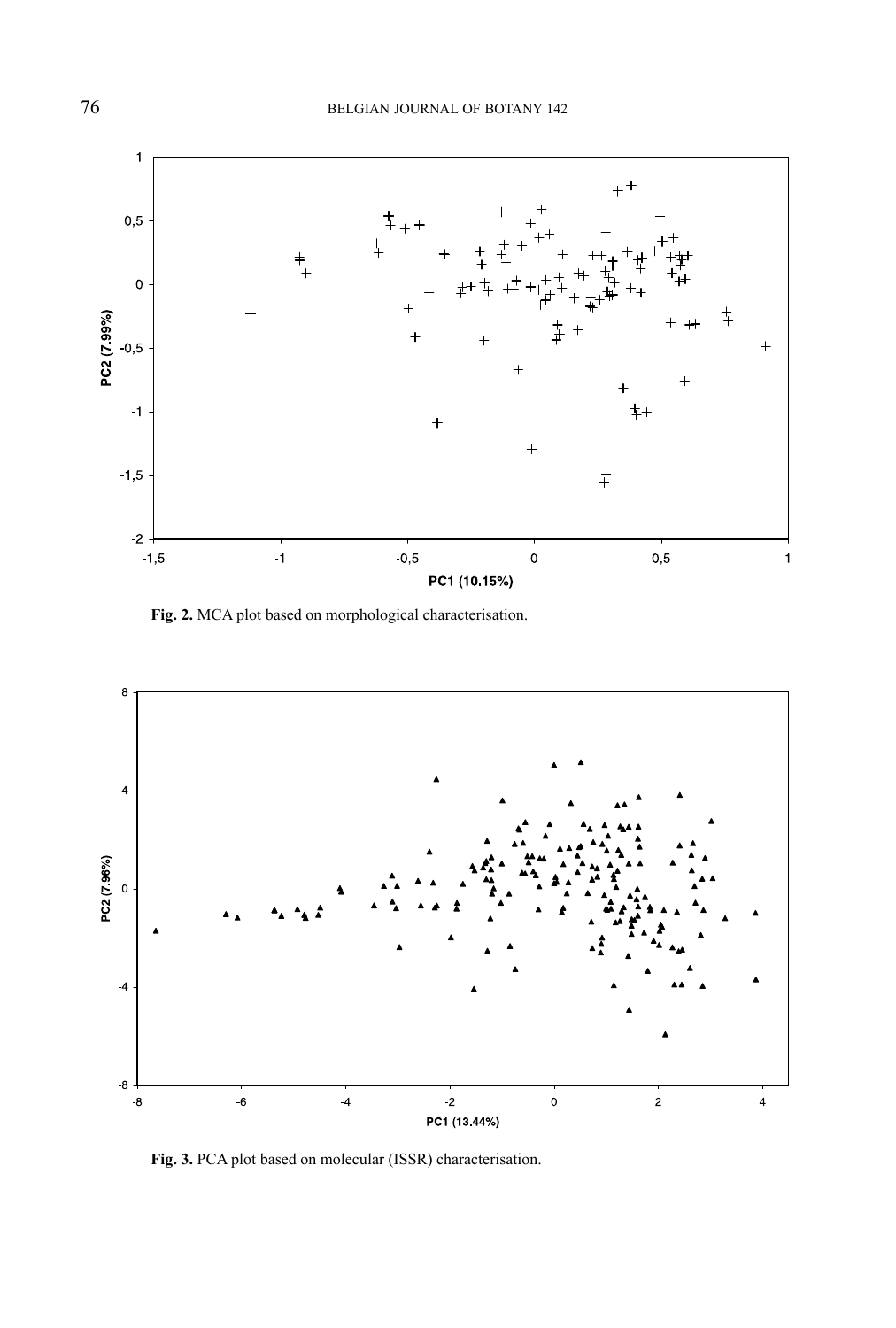Fig. 2. MCA plot based on morphological characterisation.

Fig. 3. PCA plot based on molecular (ISSR) characterisation.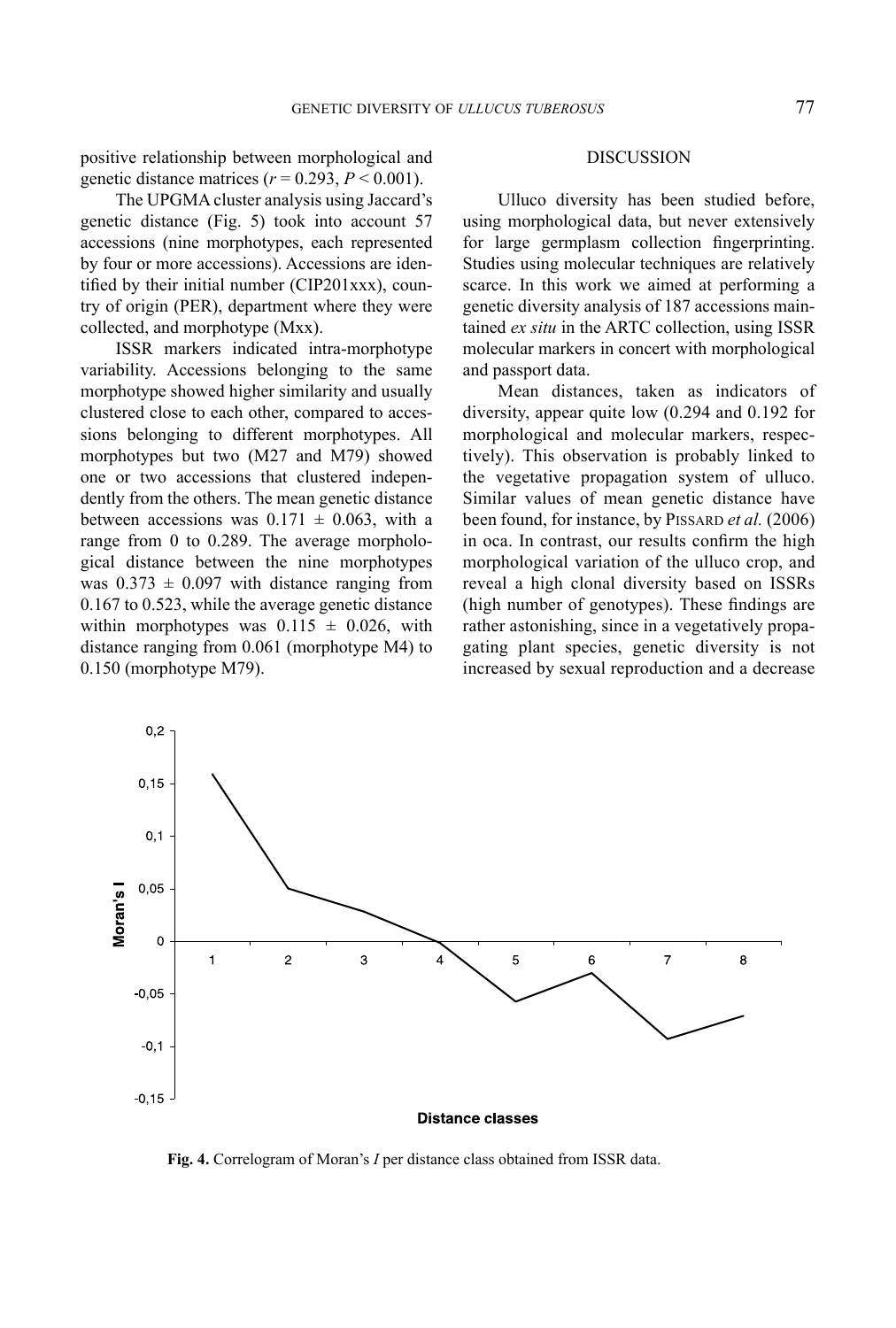positive relationship between morphological and genetic distance matrices ($r = 0.293$, $P < 0.001$).

The UPGMA cluster analysis using Jaccard's genetic distance (Fig. 5) took into account 57 accessions (nine morphotypes, each represented by four or more accessions). Accessions are identified by their initial number (CIP201xxx), country of origin (PER), department where they were collected, and morphotype (Mxx).

ISSR markers indicated intra-morphotype variability. Accessions belonging to the same morphotype showed higher similarity and usually clustered close to each other, compared to accessions belonging to different morphotypes. All morphotypes but two (M27 and M79) showed one or two accessions that clustered independently from the others. The mean genetic distance between accessions was $0.171 \pm 0.063$, with a range from 0 to 0.289. The average morphological distance between the nine morphotypes was $0.373 \pm 0.097$ with distance ranging from 0.167 to 0.523, while the average genetic distance within morphotypes was $0.115 \pm 0.026$, with distance ranging from 0.061 (morphotype M4) to 0.150 (morphotype M79).

## DISCUSSION

Ulluco diversity has been studied before, using morphological data, but never extensively for large germplasm collection fingerprinting. Studies using molecular techniques are relatively scarce. In this work we aimed at performing a genetic diversity analysis of 187 accessions maintained *ex situ* in the ARTC collection, using ISSR molecular markers in concert with morphological and passport data.

Mean distances, taken as indicators of diversity, appear quite low (0.294 and 0.192 for morphological and molecular markers, respectively). This observation is probably linked to the vegetative propagation system of ulluco. Similar values of mean genetic distance have been found, for instance, by Pissard *et al.* (2006) in oca. In contrast, our results confirm the high morphological variation of the ulluco crop, and reveal a high clonal diversity based on ISSRs (high number of genotypes). These findings are rather astonishing, since in a vegetatively propagating plant species, genetic diversity is not increased by sexual reproduction and a decrease

**Fig. 4.** Correlogram of Moran's *I* per distance class obtained from ISSR data.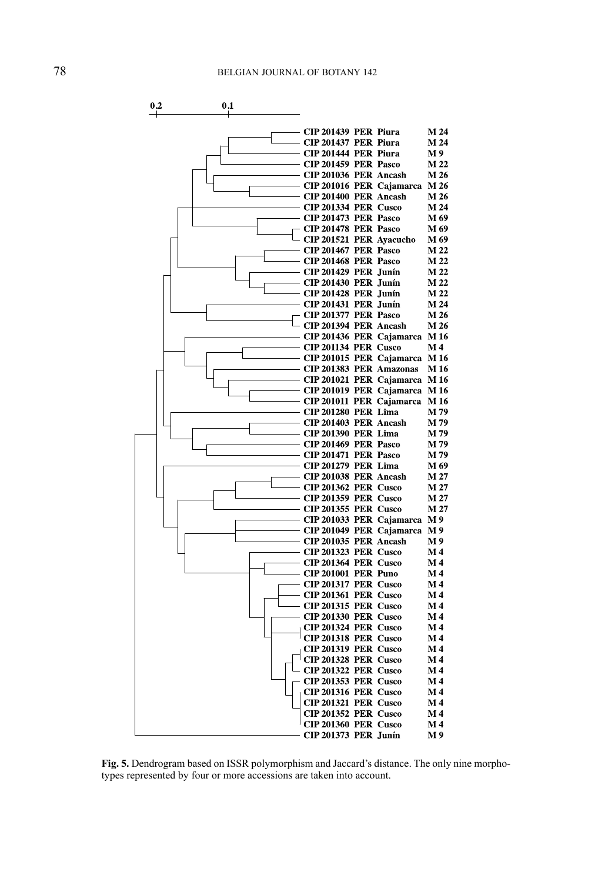0.2 0.1

CIP 201439 PER Piura M 24
CIP 201437 PER Piura M 24
CIP 201444 PER Piura M 9
CIP 201459 PER Pasco M 22
CIP 201036 PER Ancash M 26
CIP 201016 PER Cajamarca M 26
CIP 201400 PER Ancash M 26
CIP 201334 PER Cusco M 24
CIP 201473 PER Pasco M 69
CIP 201478 PER Pasco M 69
CIP 201521 PER Ayacucho M 69
CIP 201467 PER Pasco M 22
CIP 201468 PER Pasco M 22
CIP 201429 PER Junín M 22
CIP 201430 PER Junín M 22
CIP 201428 PER Junín M 22
CIP 201431 PER Junín M 24
CIP 201377 PER Pasco M 26
CIP 201394 PER Ancash M 26
CIP 201436 PER Cajamarca M 16
CIP 201134 PER Cusco M 4
CIP 201015 PER Cajamarca M 16
CIP 201383 PER Amazonas M 16
CIP 201021 PER Cajamarca M 16
CIP 201019 PER Cajamarca M 16
CIP 201011 PER Cajamarca M 16
CIP 201280 PER Lima M 79
CIP 201403 PER Ancash M 79
CIP 201390 PER Lima M 79
CIP 201469 PER Pasco M 79
CIP 201471 PER Pasco M 79
CIP 201279 PER Lima M 69
CIP 201038 PER Ancash M 27
CIP 201362 PER Cusco M 27
CIP 201359 PER Cusco M 27
CIP 201355 PER Cusco M 27
CIP 201033 PER Cajamarca M 9
CIP 201049 PER Cajamarca M 9
CIP 201035 PER Ancash M 9
CIP 201323 PER Cusco M 4
CIP 201364 PER Cusco M 4
CIP 201001 PER Puno M 4
CIP 201317 PER Cusco M 4
CIP 201361 PER Cusco M 4
CIP 201315 PER Cusco M 4
CIP 201330 PER Cusco M 4
CIP 201324 PER Cusco M 4
CIP 201318 PER Cusco M 4
CIP 201319 PER Cusco M 4
CIP 201328 PER Cusco M 4
CIP 201322 PER Cusco M 4
CIP 201353 PER Cusco M 4
CIP 201316 PER Cusco M 4
CIP 201321 PER Cusco M 4
CIP 201352 PER Cusco M 4
CIP 201360 PER Cusco M 4
CIP 201373 PER Junín M 9

**Fig. 5.** Dendrogram based on ISSR polymorphism and Jaccard's distance. The only nine morphotypes represented by four or more accessions are taken into account.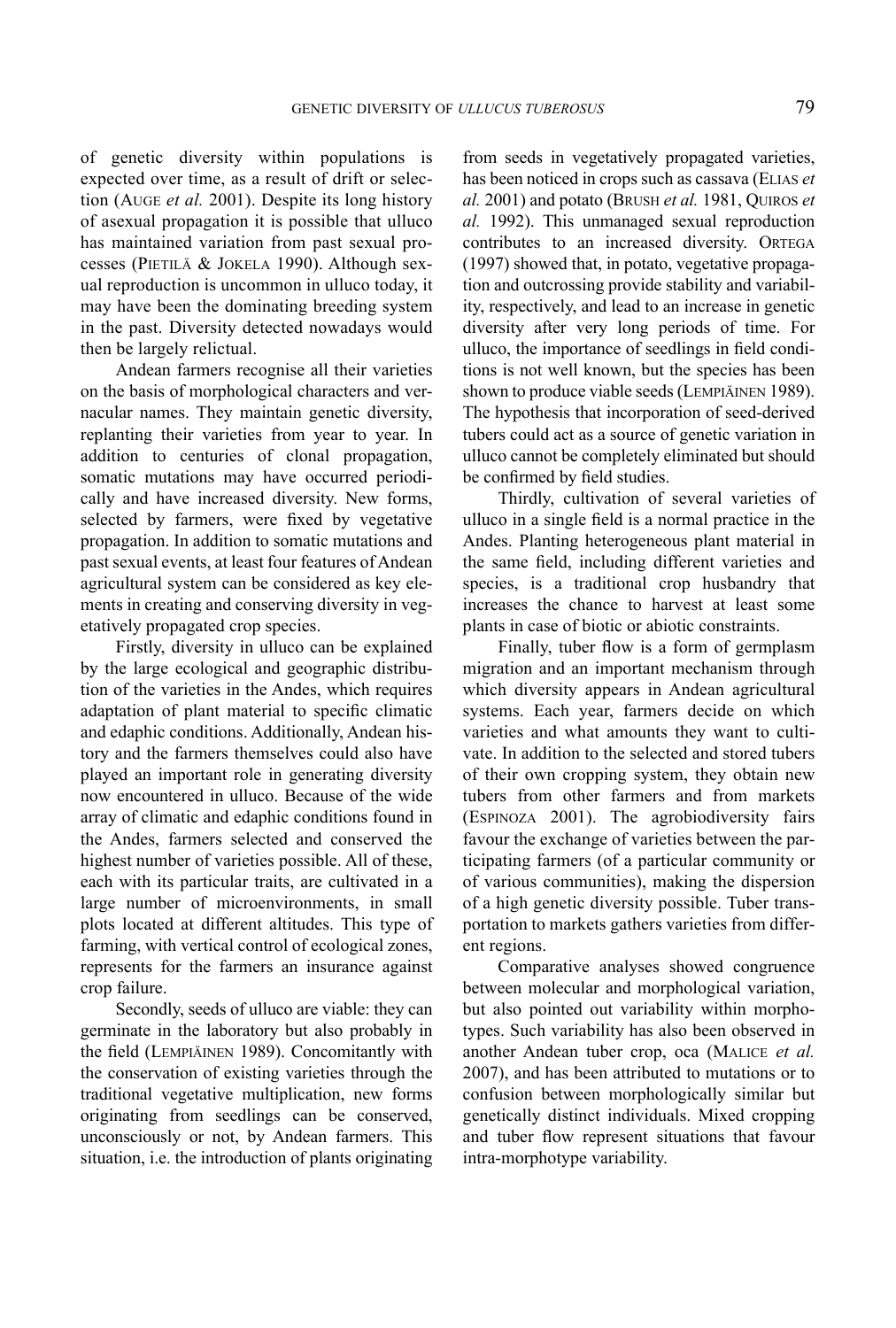of genetic diversity within populations is expected over time, as a result of drift or selection (Auge *et al.* 2001). Despite its long history of asexual propagation it is possible that ulluco has maintained variation from past sexual processes (Pietilä & Jokela 1990). Although sexual reproduction is uncommon in ulluco today, it may have been the dominating breeding system in the past. Diversity detected nowadays would then be largely relictual.

Andean farmers recognise all their varieties on the basis of morphological characters and vernacular names. They maintain genetic diversity, replanting their varieties from year to year. In addition to centuries of clonal propagation, somatic mutations may have occurred periodically and have increased diversity. New forms, selected by farmers, were fixed by vegetative propagation. In addition to somatic mutations and past sexual events, at least four features of Andean agricultural system can be considered as key elements in creating and conserving diversity in vegetatively propagated crop species.

Firstly, diversity in ulluco can be explained by the large ecological and geographic distribution of the varieties in the Andes, which requires adaptation of plant material to specific climatic and edaphic conditions. Additionally, Andean history and the farmers themselves could also have played an important role in generating diversity now encountered in ulluco. Because of the wide array of climatic and edaphic conditions found in the Andes, farmers selected and conserved the highest number of varieties possible. All of these, each with its particular traits, are cultivated in a large number of microenvironments, in small plots located at different altitudes. This type of farming, with vertical control of ecological zones, represents for the farmers an insurance against crop failure.

Secondly, seeds of ulluco are viable: they can germinate in the laboratory but also probably in the field (Lempiäinen 1989). Concomitantly with the conservation of existing varieties through the traditional vegetative multiplication, new forms originating from seedlings can be conserved, unconsciously or not, by Andean farmers. This situation, i.e. the introduction of plants originating from seeds in vegetatively propagated varieties, has been noticed in crops such as cassava (Elias *et al.* 2001) and potato (Brush *et al.* 1981, Quiros *et al.* 1992). This unmanaged sexual reproduction contributes to an increased diversity. Ortega (1997) showed that, in potato, vegetative propagation and outcrossing provide stability and variability, respectively, and lead to an increase in genetic diversity after very long periods of time. For ulluco, the importance of seedlings in field conditions is not well known, but the species has been shown to produce viable seeds (Lempiäinen 1989). The hypothesis that incorporation of seed-derived tubers could act as a source of genetic variation in ulluco cannot be completely eliminated but should be confirmed by field studies.

Thirdly, cultivation of several varieties of ulluco in a single field is a normal practice in the Andes. Planting heterogeneous plant material in the same field, including different varieties and species, is a traditional crop husbandry that increases the chance to harvest at least some plants in case of biotic or abiotic constraints.

Finally, tuber flow is a form of germplasm migration and an important mechanism through which diversity appears in Andean agricultural systems. Each year, farmers decide on which varieties and what amounts they want to cultivate. In addition to the selected and stored tubers of their own cropping system, they obtain new tubers from other farmers and from markets (Espinoza 2001). The agrobiodiversity fairs favour the exchange of varieties between the participating farmers (of a particular community or of various communities), making the dispersion of a high genetic diversity possible. Tuber transportation to markets gathers varieties from different regions.

Comparative analyses showed congruence between molecular and morphological variation, but also pointed out variability within morphotypes. Such variability has also been observed in another Andean tuber crop, oca (Malice *et al.* 2007), and has been attributed to mutations or to confusion between morphologically similar but genetically distinct individuals. Mixed cropping and tuber flow represent situations that favour intra-morphotype variability.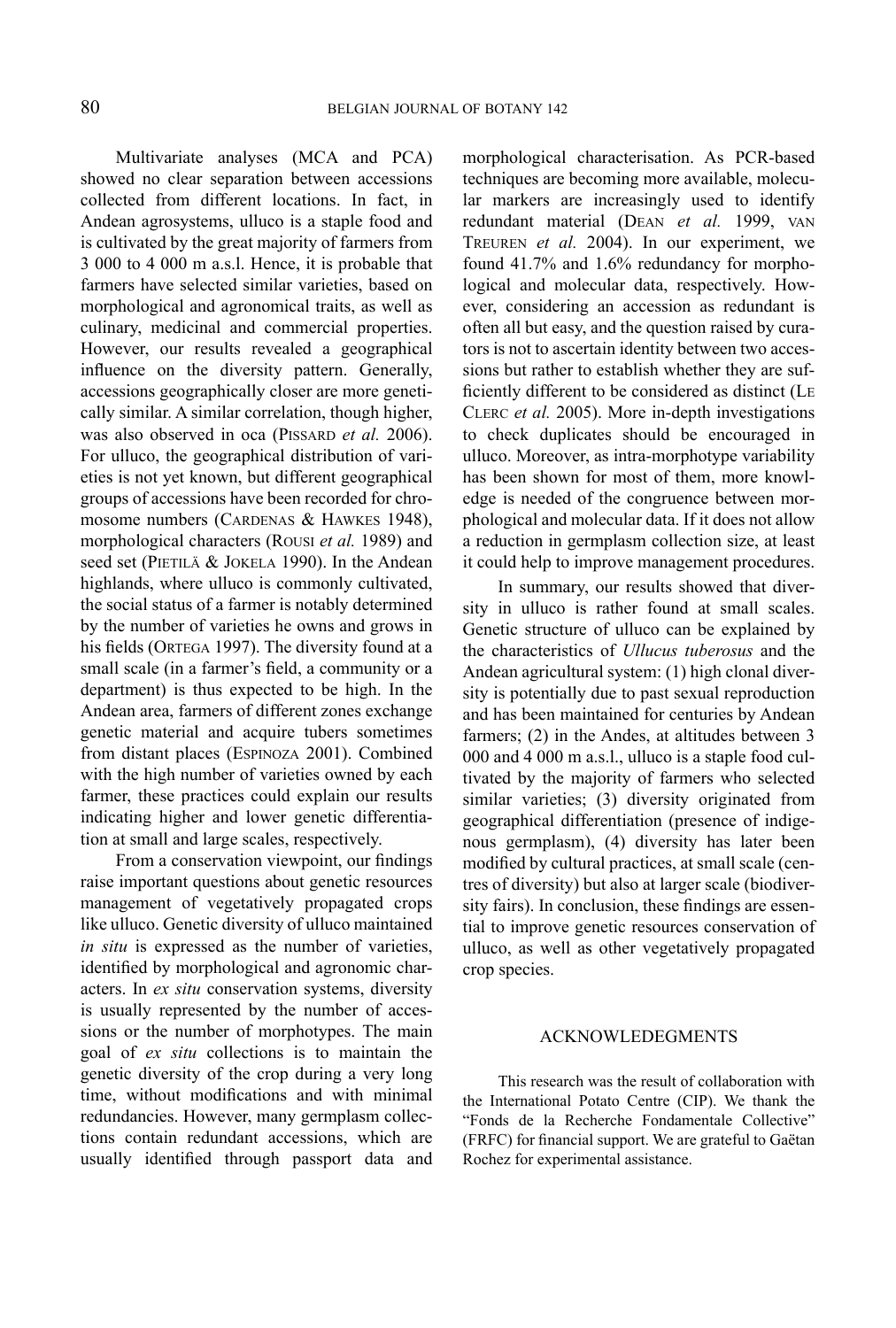Multivariate analyses (MCA and PCA) showed no clear separation between accessions collected from different locations. In fact, in Andean agrosystems, ulluco is a staple food and is cultivated by the great majority of farmers from 3 000 to 4 000 m a.s.l. Hence, it is probable that farmers have selected similar varieties, based on morphological and agronomical traits, as well as culinary, medicinal and commercial properties. However, our results revealed a geographical influence on the diversity pattern. Generally, accessions geographically closer are more genetically similar. A similar correlation, though higher, was also observed in oca (Pissard *et al.* 2006). For ulluco, the geographical distribution of varieties is not yet known, but different geographical groups of accessions have been recorded for chromosome numbers (Cardenas & Hawkes 1948), morphological characters (Rousi *et al.* 1989) and seed set (Pietilä & Jokela 1990). In the Andean highlands, where ulluco is commonly cultivated, the social status of a farmer is notably determined by the number of varieties he owns and grows in his fields (Ortega 1997). The diversity found at a small scale (in a farmer's field, a community or a department) is thus expected to be high. In the Andean area, farmers of different zones exchange genetic material and acquire tubers sometimes from distant places (Espinoza 2001). Combined with the high number of varieties owned by each farmer, these practices could explain our results indicating higher and lower genetic differentiation at small and large scales, respectively.

From a conservation viewpoint, our findings raise important questions about genetic resources management of vegetatively propagated crops like ulluco. Genetic diversity of ulluco maintained *in situ* is expressed as the number of varieties, identified by morphological and agronomic characters. In *ex situ* conservation systems, diversity is usually represented by the number of accessions or the number of morphotypes. The main goal of *ex situ* collections is to maintain the genetic diversity of the crop during a very long time, without modifications and with minimal redundancies. However, many germplasm collections contain redundant accessions, which are usually identified through passport data and morphological characterisation. As PCR-based techniques are becoming more available, molecular markers are increasingly used to identify redundant material (Dean *et al.* 1999, van Treuren *et al.* 2004). In our experiment, we found 41.7% and 1.6% redundancy for morphological and molecular data, respectively. However, considering an accession as redundant is often all but easy, and the question raised by curators is not to ascertain identity between two accessions but rather to establish whether they are sufficiently different to be considered as distinct (Le Clerc *et al.* 2005). More in-depth investigations to check duplicates should be encouraged in ulluco. Moreover, as intra-morphotype variability has been shown for most of them, more knowledge is needed of the congruence between morphological and molecular data. If it does not allow a reduction in germplasm collection size, at least it could help to improve management procedures.

In summary, our results showed that diversity in ulluco is rather found at small scales. Genetic structure of ulluco can be explained by the characteristics of *Ullucus tuberosus* and the Andean agricultural system: (1) high clonal diversity is potentially due to past sexual reproduction and has been maintained for centuries by Andean farmers; (2) in the Andes, at altitudes between 3 000 and 4 000 m a.s.l., ulluco is a staple food cultivated by the majority of farmers who selected similar varieties; (3) diversity originated from geographical differentiation (presence of indigenous germplasm), (4) diversity has later been modified by cultural practices, at small scale (centres of diversity) but also at larger scale (biodiversity fairs). In conclusion, these findings are essential to improve genetic resources conservation of ulluco, as well as other vegetatively propagated crop species.

## ACKNOWLEDGMENTS

This research was the result of collaboration with the International Potato Centre (CIP). We thank the "Fonds de la Recherche Fondamentale Collective" (FRFC) for financial support. We are grateful to Gaëtan Rochez for experimental assistance.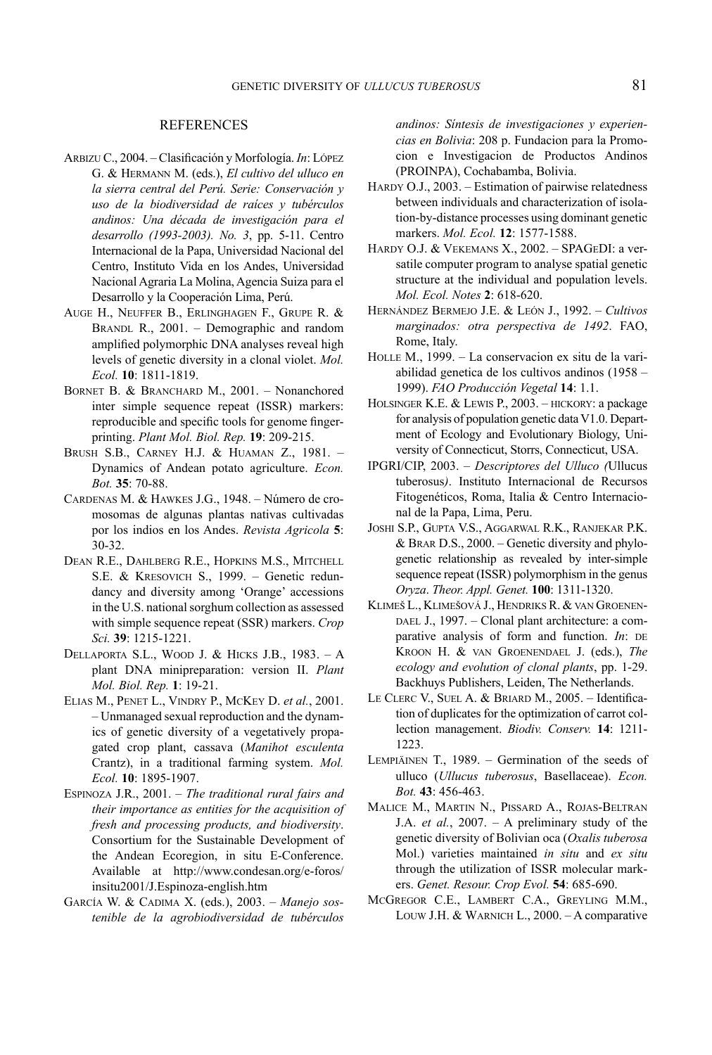## REFERENCES

ARBIZU C., 2004. – Clasificación y Morfología. *In*: LÓPEZ G. & HERMANN M. (eds.), *El cultivo del ulluco en la sierra central del Perú. Serie: Conservación y uso de la biodiversidad de raíces y tubérculos andinos: Una década de investigación para el desarrollo (1993-2003). No. 3*, pp. 5-11. Centro Internacional de la Papa, Universidad Nacional del Centro, Instituto Vida en los Andes, Universidad Nacional Agraria La Molina, Agencia Suiza para el Desarrollo y la Cooperación Lima, Perú.

AUGE H., NEUFFER B., ERLINGHAGEN F., GRUPE R. & BRANDL R., 2001. – Demographic and random amplified polymorphic DNA analyses reveal high levels of genetic diversity in a clonal violet. *Mol. Ecol.* **10**: 1811-1819.

BORNET B. & BRANCHARD M., 2001. – Nonanchored inter simple sequence repeat (ISSR) markers: reproducible and specific tools for genome fingerprinting. *Plant Mol. Biol. Rep.* **19**: 209-215.

BRUSH S.B., CARNEY H.J. & HUAMAN Z., 1981. – Dynamics of Andean potato agriculture. *Econ. Bot.* **35**: 70-88.

CARDENAS M. & HAWKES J.G., 1948. – Número de cromosomas de algunas plantas nativas cultivadas por los indios en los Andes. *Revista Agricola* **5**: 30-32.

DEAN R.E., DAHLBERG R.E., HOPKINS M.S., MITCHELL S.E. & KRESOVICH S., 1999. – Genetic redundancy and diversity among 'Orange' accessions in the U.S. national sorghum collection as assessed with simple sequence repeat (SSR) markers. *Crop Sci.* **39**: 1215-1221.

DELLAPORTA S.L., WOOD J. & HICKS J.B., 1983. – A plant DNA minipreparation: version II. *Plant Mol. Biol. Rep.* **1**: 19-21.

ELIAS M., PENET L., VINDRY P., MCKEY D. *et al.*, 2001. – Unmanaged sexual reproduction and the dynamics of genetic diversity of a vegetatively propagated crop plant, cassava (*Manihot esculenta* Crantz), in a traditional farming system. *Mol. Ecol.* **10**: 1895-1907.

ESPINOZA J.R., 2001. – *The traditional rural fairs and their importance as entities for the acquisition of fresh and processing products, and biodiversity*. Consortium for the Sustainable Development of the Andean Ecoregion, in situ E-Conference. Available at http://www.condesan.org/e-foros/insitu2001/J.Espinoza-english.htm

GARCÍA W. & CADIMA X. (eds.), 2003. – *Manejo sostenible de la agrobiodiversidad de tubérculos andinos: Síntesis de investigaciones y experiencias en Bolivia*: 208 p. Fundacion para la Promocion e Investigacion de Productos Andinos (PROINPA), Cochabamba, Bolivia.

HARDY O.J., 2003. – Estimation of pairwise relatedness between individuals and characterization of isolation-by-distance processes using dominant genetic markers. *Mol. Ecol.* **12**: 1577-1588.

HARDY O.J. & VEKEMANS X., 2002. – SPAGEDI: a versatile computer program to analyse spatial genetic structure at the individual and population levels. *Mol. Ecol. Notes* **2**: 618-620.

HERNÁNDEZ BERMEJO J.E. & LEÓN J., 1992. – *Cultivos marginados: otra perspectiva de 1492*. FAO, Rome, Italy.

HOLLE M., 1999. – La conservacion ex situ de la variabilidad genetica de los cultivos andinos (1958 – 1999). *FAO Producción Vegetal* **14**: 1.1.

HOLSINGER K.E. & LEWIS P., 2003. – HICKORY: a package for analysis of population genetic data V1.0. Department of Ecology and Evolutionary Biology, University of Connecticut, Storrs, Connecticut, USA.

IPGRI/CIP, 2003. – *Descriptores del Ulluco (*Ullucus tuberosus*)*. Instituto Internacional de Recursos Fitogenéticos, Roma, Italia & Centro Internacional de la Papa, Lima, Peru.

JOSHI S.P., GUPTA V.S., AGGARWAL R.K., RANJEKAR P.K. & BRAR D.S., 2000. – Genetic diversity and phylogenetic relationship as revealed by inter-simple sequence repeat (ISSR) polymorphism in the genus *Oryza*. *Theor. Appl. Genet.* **100**: 1311-1320.

KLIMEŠ L., KLIMEŠOVÁ J., HENDRIKS R. & VAN GROENENDAEL J., 1997. – Clonal plant architecture: a comparative analysis of form and function. *In*: DE KROON H. & VAN GROENENDAEL J. (eds.), *The ecology and evolution of clonal plants*, pp. 1-29. Backhuys Publishers, Leiden, The Netherlands.

LE CLERC V., SUEL A. & BRIARD M., 2005. – Identification of duplicates for the optimization of carrot collection management. *Biodiv. Conserv.* **14**: 1211-1223.

LEMPIÄINEN T., 1989. – Germination of the seeds of ulluco (*Ullucus tuberosus*, Basellaceae). *Econ. Bot.* **43**: 456-463.

MALICE M., MARTIN N., PISSARD A., ROJAS-BELTRAN J.A. *et al.*, 2007. – A preliminary study of the genetic diversity of Bolivian oca (*Oxalis tuberosa* Mol.) varieties maintained *in situ* and *ex situ* through the utilization of ISSR molecular markers. *Genet. Resour. Crop Evol.* **54**: 685-690.

MCGREGOR C.E., LAMBERT C.A., GREYLING M.M., LOUW J.H. & WARNICH L., 2000. – A comparative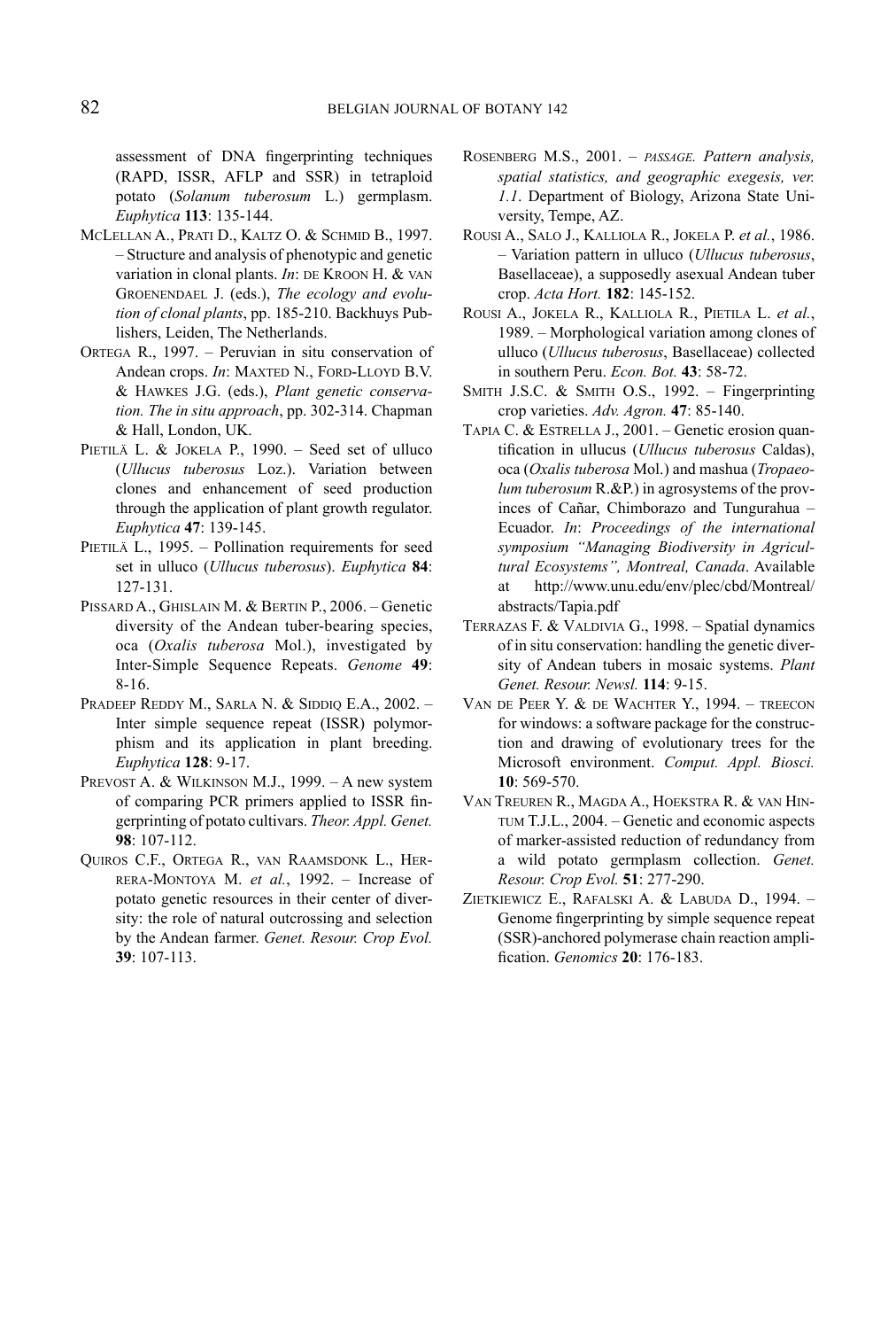assessment of DNA fingerprinting techniques (RAPD, ISSR, AFLP and SSR) in tetraploid potato (*Solanum tuberosum* L.) germplasm. *Euphytica* **113**: 135-144.

McLellan A., Prati D., Kaltz O. & Schmid B., 1997. – Structure and analysis of phenotypic and genetic variation in clonal plants. *In*: de Kroon H. & van Groenendael J. (eds.), *The ecology and evolution of clonal plants*, pp. 185-210. Backhuys Publishers, Leiden, The Netherlands.

Ortega R., 1997. – Peruvian in situ conservation of Andean crops. *In*: Maxted N., Ford-Lloyd B.V. & Hawkes J.G. (eds.), *Plant genetic conservation. The in situ approach*, pp. 302-314. Chapman & Hall, London, UK.

Pietilä L. & Jokela P., 1990. – Seed set of ulluco (*Ullucus tuberosus* Loz.). Variation between clones and enhancement of seed production through the application of plant growth regulator. *Euphytica* **47**: 139-145.

Pietilä L., 1995. – Pollination requirements for seed set in ulluco (*Ullucus tuberosus*). *Euphytica* **84**: 127-131.

Pissard A., Ghislain M. & Bertin P., 2006. – Genetic diversity of the Andean tuber-bearing species, oca (*Oxalis tuberosa* Mol.), investigated by Inter-Simple Sequence Repeats. *Genome* **49**: 8-16.

Pradeep Reddy M., Sarla N. & Siddiq E.A., 2002. – Inter simple sequence repeat (ISSR) polymorphism and its application in plant breeding. *Euphytica* **128**: 9-17.

Prevost A. & Wilkinson M.J., 1999. – A new system of comparing PCR primers applied to ISSR fingerprinting of potato cultivars. *Theor. Appl. Genet.* **98**: 107-112.

Quiros C.F., Ortega R., van Raamsdonk L., Herrera-Montoya M. *et al.*, 1992. – Increase of potato genetic resources in their center of diversity: the role of natural outcrossing and selection by the Andean farmer. *Genet. Resour. Crop Evol.* **39**: 107-113.

Rosenberg M.S., 2001. – *passage. Pattern analysis, spatial statistics, and geographic exegesis, ver. 1.1*. Department of Biology, Arizona State University, Tempe, AZ.

Rousi A., Salo J., Kalliola R., Jokela P. *et al.*, 1986. – Variation pattern in ulluco (*Ullucus tuberosus*, Basellaceae), a supposedly asexual Andean tuber crop. *Acta Hort.* **182**: 145-152.

Rousi A., Jokela R., Kalliola R., Pietila L. *et al.*, 1989. – Morphological variation among clones of ulluco (*Ullucus tuberosus*, Basellaceae) collected in southern Peru. *Econ. Bot.* **43**: 58-72.

Smith J.S.C. & Smith O.S., 1992. – Fingerprinting crop varieties. *Adv. Agron.* **47**: 85-140.

Tapia C. & Estrella J., 2001. – Genetic erosion quantification in ullucus (*Ullucus tuberosus* Caldas), oca (*Oxalis tuberosa* Mol.) and mashua (*Tropaeolum tuberosum* R.&P.) in agrosystems of the provinces of Cañar, Chimborazo and Tungurahua – Ecuador. *In*: *Proceedings of the international symposium "Managing Biodiversity in Agricultural Ecosystems", Montreal, Canada*. Available at http://www.unu.edu/env/plec/cbd/Montreal/abstracts/Tapia.pdf

Terrazas F. & Valdivia G., 1998. – Spatial dynamics of in situ conservation: handling the genetic diversity of Andean tubers in mosaic systems. *Plant Genet. Resour. Newsl.* **114**: 9-15.

Van de Peer Y. & de Wachter Y., 1994. – treecon for windows: a software package for the construction and drawing of evolutionary trees for the Microsoft environment. *Comput. Appl. Biosci.* **10**: 569-570.

Van Treuren R., Magda A., Hoekstra R. & van Hintum T.J.L., 2004. – Genetic and economic aspects of marker-assisted reduction of redundancy from a wild potato germplasm collection. *Genet. Resour. Crop Evol.* **51**: 277-290.

Zietkiewicz E., Rafalski A. & Labuda D., 1994. – Genome fingerprinting by simple sequence repeat (SSR)-anchored polymerase chain reaction amplification. *Genomics* **20**: 176-183.